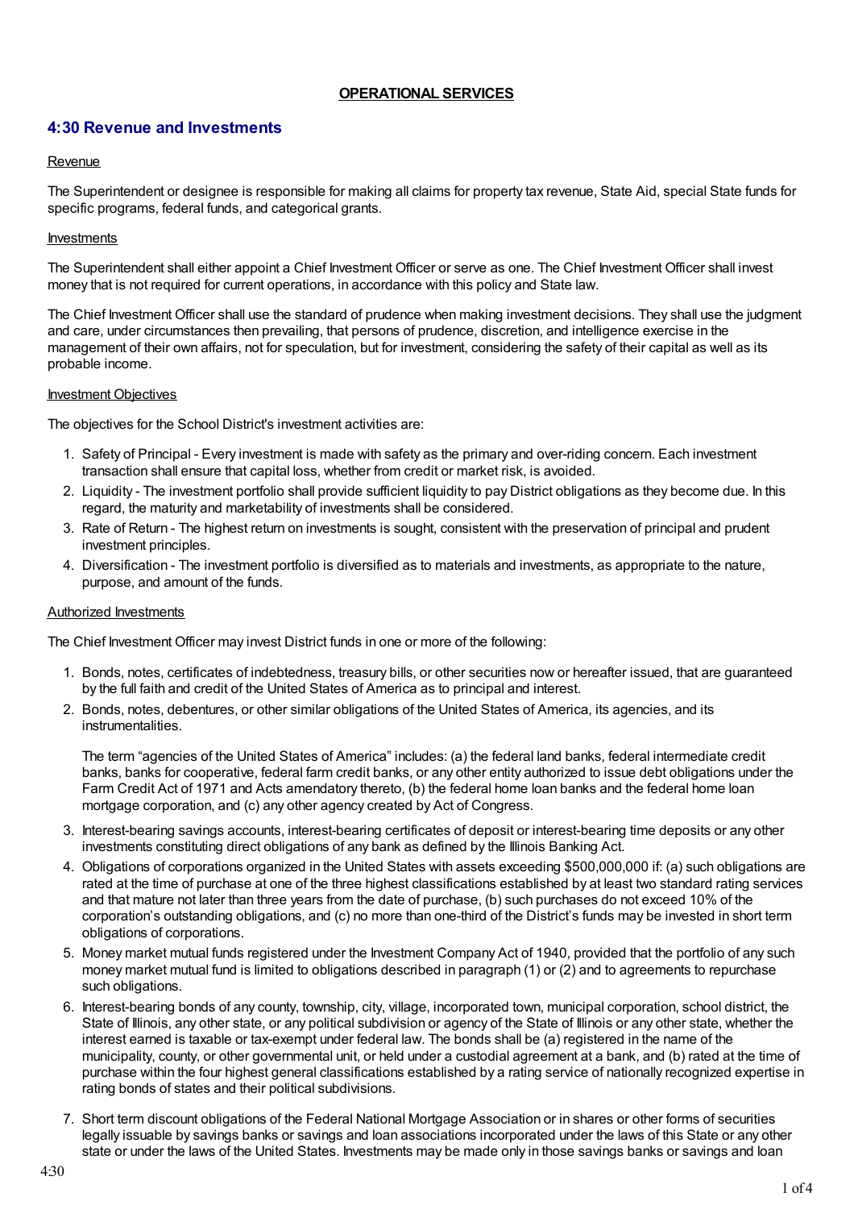**OPERATIONAL SERVICES**

## 4:30 Revenue and Investments

Revenue

The Superintendent or designee is responsible for making all claims for property tax revenue, State Aid, special State funds for specific programs, federal funds, and categorical grants.

Investments

The Superintendent shall either appoint a Chief Investment Officer or serve as one. The Chief Investment Officer shall invest money that is not required for current operations, in accordance with this policy and State law.

The Chief Investment Officer shall use the standard of prudence when making investment decisions. They shall use the judgment and care, under circumstances then prevailing, that persons of prudence, discretion, and intelligence exercise in the management of their own affairs, not for speculation, but for investment, considering the safety of their capital as well as its probable income.

Investment Objectives

The objectives for the School District's investment activities are:

1. Safety of Principal - Every investment is made with safety as the primary and over-riding concern. Each investment transaction shall ensure that capital loss, whether from credit or market risk, is avoided.
2. Liquidity - The investment portfolio shall provide sufficient liquidity to pay District obligations as they become due. In this regard, the maturity and marketability of investments shall be considered.
3. Rate of Return - The highest return on investments is sought, consistent with the preservation of principal and prudent investment principles.
4. Diversification - The investment portfolio is diversified as to materials and investments, as appropriate to the nature, purpose, and amount of the funds.

Authorized Investments

The Chief Investment Officer may invest District funds in one or more of the following:

1. Bonds, notes, certificates of indebtedness, treasury bills, or other securities now or hereafter issued, that are guaranteed by the full faith and credit of the United States of America as to principal and interest.
2. Bonds, notes, debentures, or other similar obligations of the United States of America, its agencies, and its instrumentalities.

   The term "agencies of the United States of America" includes: (a) the federal land banks, federal intermediate credit banks, banks for cooperative, federal farm credit banks, or any other entity authorized to issue debt obligations under the Farm Credit Act of 1971 and Acts amendatory thereto, (b) the federal home loan banks and the federal home loan mortgage corporation, and (c) any other agency created by Act of Congress.
3. Interest-bearing savings accounts, interest-bearing certificates of deposit or interest-bearing time deposits or any other investments constituting direct obligations of any bank as defined by the Illinois Banking Act.
4. Obligations of corporations organized in the United States with assets exceeding $500,000,000 if: (a) such obligations are rated at the time of purchase at one of the three highest classifications established by at least two standard rating services and that mature not later than three years from the date of purchase, (b) such purchases do not exceed 10% of the corporation's outstanding obligations, and (c) no more than one-third of the District's funds may be invested in short term obligations of corporations.
5. Money market mutual funds registered under the Investment Company Act of 1940, provided that the portfolio of any such money market mutual fund is limited to obligations described in paragraph (1) or (2) and to agreements to repurchase such obligations.
6. Interest-bearing bonds of any county, township, city, village, incorporated town, municipal corporation, school district, the State of Illinois, any other state, or any political subdivision or agency of the State of Illinois or any other state, whether the interest earned is taxable or tax-exempt under federal law. The bonds shall be (a) registered in the name of the municipality, county, or other governmental unit, or held under a custodial agreement at a bank, and (b) rated at the time of purchase within the four highest general classifications established by a rating service of nationally recognized expertise in rating bonds of states and their political subdivisions.
7. Short term discount obligations of the Federal National Mortgage Association or in shares or other forms of securities legally issuable by savings banks or savings and loan associations incorporated under the laws of this State or any other state or under the laws of the United States. Investments may be made only in those savings banks or savings and loan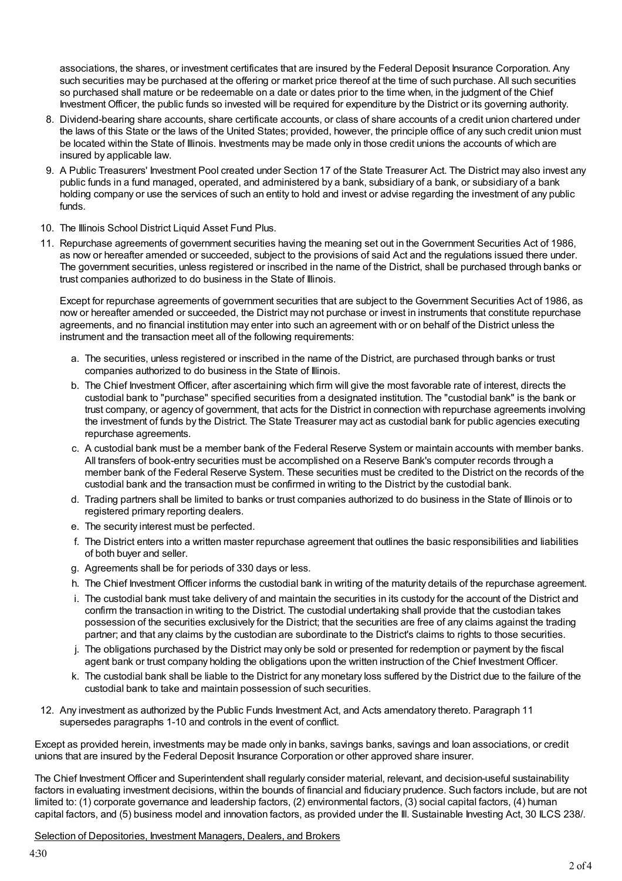associations, the shares, or investment certificates that are insured by the Federal Deposit Insurance Corporation. Any such securities may be purchased at the offering or market price thereof at the time of such purchase. All such securities so purchased shall mature or be redeemable on a date or dates prior to the time when, in the judgment of the Chief Investment Officer, the public funds so invested will be required for expenditure by the District or its governing authority.

8. Dividend-bearing share accounts, share certificate accounts, or class of share accounts of a credit union chartered under the laws of this State or the laws of the United States; provided, however, the principle office of any such credit union must be located within the State of Illinois. Investments may be made only in those credit unions the accounts of which are insured by applicable law.
9. A Public Treasurers' Investment Pool created under Section 17 of the State Treasurer Act. The District may also invest any public funds in a fund managed, operated, and administered by a bank, subsidiary of a bank, or subsidiary of a bank holding company or use the services of such an entity to hold and invest or advise regarding the investment of any public funds.
10. The Illinois School District Liquid Asset Fund Plus.
11. Repurchase agreements of government securities having the meaning set out in the Government Securities Act of 1986, as now or hereafter amended or succeeded, subject to the provisions of said Act and the regulations issued there under. The government securities, unless registered or inscribed in the name of the District, shall be purchased through banks or trust companies authorized to do business in the State of Illinois.

    Except for repurchase agreements of government securities that are subject to the Government Securities Act of 1986, as now or hereafter amended or succeeded, the District may not purchase or invest in instruments that constitute repurchase agreements, and no financial institution may enter into such an agreement with or on behalf of the District unless the instrument and the transaction meet all of the following requirements:

    a. The securities, unless registered or inscribed in the name of the District, are purchased through banks or trust companies authorized to do business in the State of Illinois.
    b. The Chief Investment Officer, after ascertaining which firm will give the most favorable rate of interest, directs the custodial bank to "purchase" specified securities from a designated institution. The "custodial bank" is the bank or trust company, or agency of government, that acts for the District in connection with repurchase agreements involving the investment of funds by the District. The State Treasurer may act as custodial bank for public agencies executing repurchase agreements.
    c. A custodial bank must be a member bank of the Federal Reserve System or maintain accounts with member banks. All transfers of book-entry securities must be accomplished on a Reserve Bank's computer records through a member bank of the Federal Reserve System. These securities must be credited to the District on the records of the custodial bank and the transaction must be confirmed in writing to the District by the custodial bank.
    d. Trading partners shall be limited to banks or trust companies authorized to do business in the State of Illinois or to registered primary reporting dealers.
    e. The security interest must be perfected.
    f. The District enters into a written master repurchase agreement that outlines the basic responsibilities and liabilities of both buyer and seller.
    g. Agreements shall be for periods of 330 days or less.
    h. The Chief Investment Officer informs the custodial bank in writing of the maturity details of the repurchase agreement.
    i. The custodial bank must take delivery of and maintain the securities in its custody for the account of the District and confirm the transaction in writing to the District. The custodial undertaking shall provide that the custodian takes possession of the securities exclusively for the District; that the securities are free of any claims against the trading partner; and that any claims by the custodian are subordinate to the District's claims to rights to those securities.
    j. The obligations purchased by the District may only be sold or presented for redemption or payment by the fiscal agent bank or trust company holding the obligations upon the written instruction of the Chief Investment Officer.
    k. The custodial bank shall be liable to the District for any monetary loss suffered by the District due to the failure of the custodial bank to take and maintain possession of such securities.

12. Any investment as authorized by the Public Funds Investment Act, and Acts amendatory thereto. Paragraph 11 supersedes paragraphs 1-10 and controls in the event of conflict.

Except as provided herein, investments may be made only in banks, savings banks, savings and loan associations, or credit unions that are insured by the Federal Deposit Insurance Corporation or other approved share insurer.

The Chief Investment Officer and Superintendent shall regularly consider material, relevant, and decision-useful sustainability factors in evaluating investment decisions, within the bounds of financial and fiduciary prudence. Such factors include, but are not limited to: (1) corporate governance and leadership factors, (2) environmental factors, (3) social capital factors, (4) human capital factors, and (5) business model and innovation factors, as provided under the Ill. Sustainable Investing Act, 30 ILCS 238/.

Selection of Depositories, Investment Managers, Dealers, and Brokers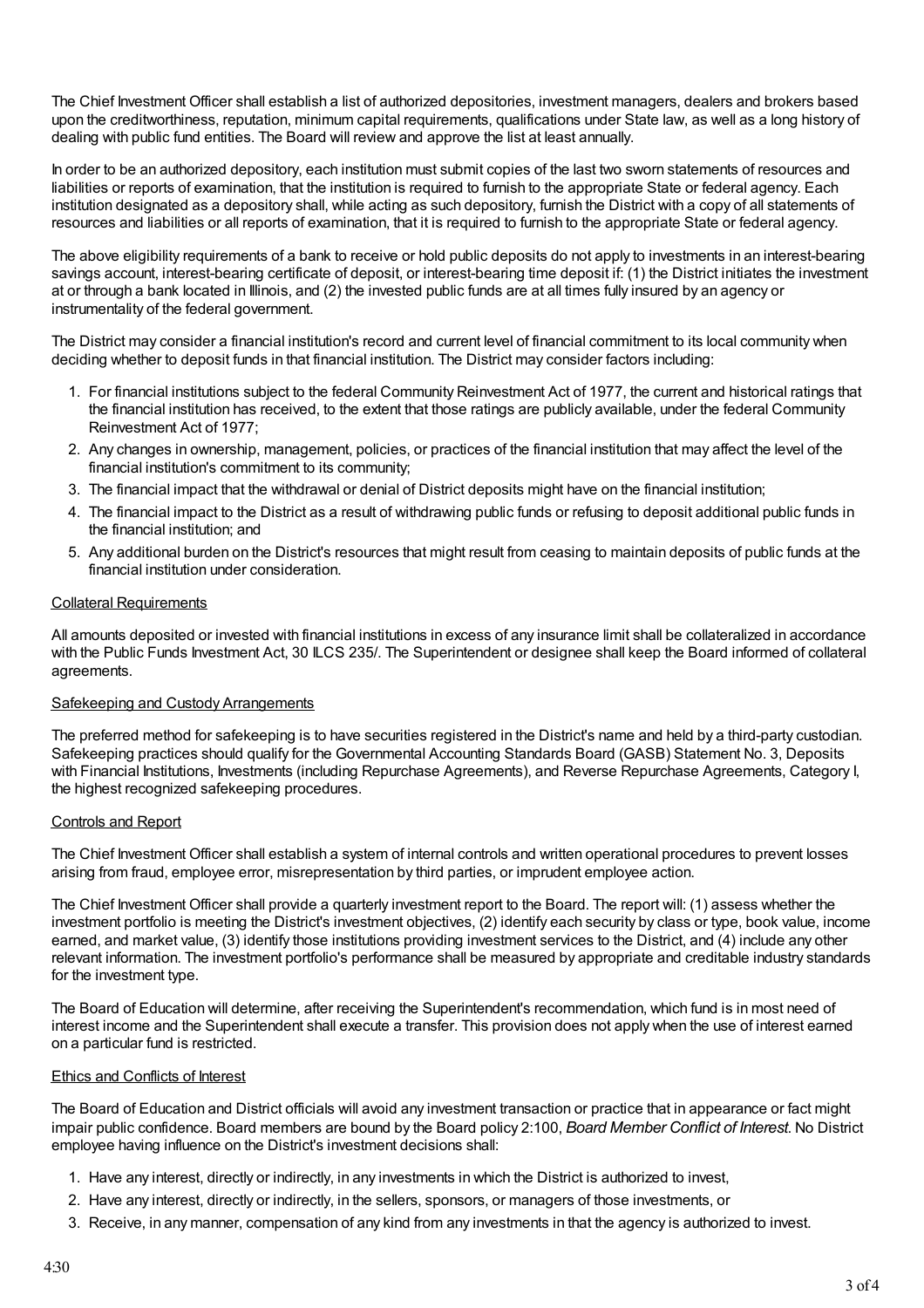The Chief Investment Officer shall establish a list of authorized depositories, investment managers, dealers and brokers based upon the creditworthiness, reputation, minimum capital requirements, qualifications under State law, as well as a long history of dealing with public fund entities. The Board will review and approve the list at least annually.

In order to be an authorized depository, each institution must submit copies of the last two sworn statements of resources and liabilities or reports of examination, that the institution is required to furnish to the appropriate State or federal agency. Each institution designated as a depository shall, while acting as such depository, furnish the District with a copy of all statements of resources and liabilities or all reports of examination, that it is required to furnish to the appropriate State or federal agency.

The above eligibility requirements of a bank to receive or hold public deposits do not apply to investments in an interest-bearing savings account, interest-bearing certificate of deposit, or interest-bearing time deposit if: (1) the District initiates the investment at or through a bank located in Illinois, and (2) the invested public funds are at all times fully insured by an agency or instrumentality of the federal government.

The District may consider a financial institution's record and current level of financial commitment to its local community when deciding whether to deposit funds in that financial institution. The District may consider factors including:

1. For financial institutions subject to the federal Community Reinvestment Act of 1977, the current and historical ratings that the financial institution has received, to the extent that those ratings are publicly available, under the federal Community Reinvestment Act of 1977;
2. Any changes in ownership, management, policies, or practices of the financial institution that may affect the level of the financial institution's commitment to its community;
3. The financial impact that the withdrawal or denial of District deposits might have on the financial institution;
4. The financial impact to the District as a result of withdrawing public funds or refusing to deposit additional public funds in the financial institution; and
5. Any additional burden on the District's resources that might result from ceasing to maintain deposits of public funds at the financial institution under consideration.

<u>Collateral Requirements</u>

All amounts deposited or invested with financial institutions in excess of any insurance limit shall be collateralized in accordance with the Public Funds Investment Act, 30 ILCS 235/. The Superintendent or designee shall keep the Board informed of collateral agreements.

<u>Safekeeping and Custody Arrangements</u>

The preferred method for safekeeping is to have securities registered in the District's name and held by a third-party custodian. Safekeeping practices should qualify for the Governmental Accounting Standards Board (GASB) Statement No. 3, Deposits with Financial Institutions, Investments (including Repurchase Agreements), and Reverse Repurchase Agreements, Category I, the highest recognized safekeeping procedures.

<u>Controls and Report</u>

The Chief Investment Officer shall establish a system of internal controls and written operational procedures to prevent losses arising from fraud, employee error, misrepresentation by third parties, or imprudent employee action.

The Chief Investment Officer shall provide a quarterly investment report to the Board. The report will: (1) assess whether the investment portfolio is meeting the District's investment objectives, (2) identify each security by class or type, book value, income earned, and market value, (3) identify those institutions providing investment services to the District, and (4) include any other relevant information. The investment portfolio's performance shall be measured by appropriate and creditable industry standards for the investment type.

The Board of Education will determine, after receiving the Superintendent's recommendation, which fund is in most need of interest income and the Superintendent shall execute a transfer. This provision does not apply when the use of interest earned on a particular fund is restricted.

<u>Ethics and Conflicts of Interest</u>

The Board of Education and District officials will avoid any investment transaction or practice that in appearance or fact might impair public confidence. Board members are bound by the Board policy 2:100, *Board Member Conflict of Interest*. No District employee having influence on the District's investment decisions shall:

1. Have any interest, directly or indirectly, in any investments in which the District is authorized to invest,
2. Have any interest, directly or indirectly, in the sellers, sponsors, or managers of those investments, or
3. Receive, in any manner, compensation of any kind from any investments in that the agency is authorized to invest.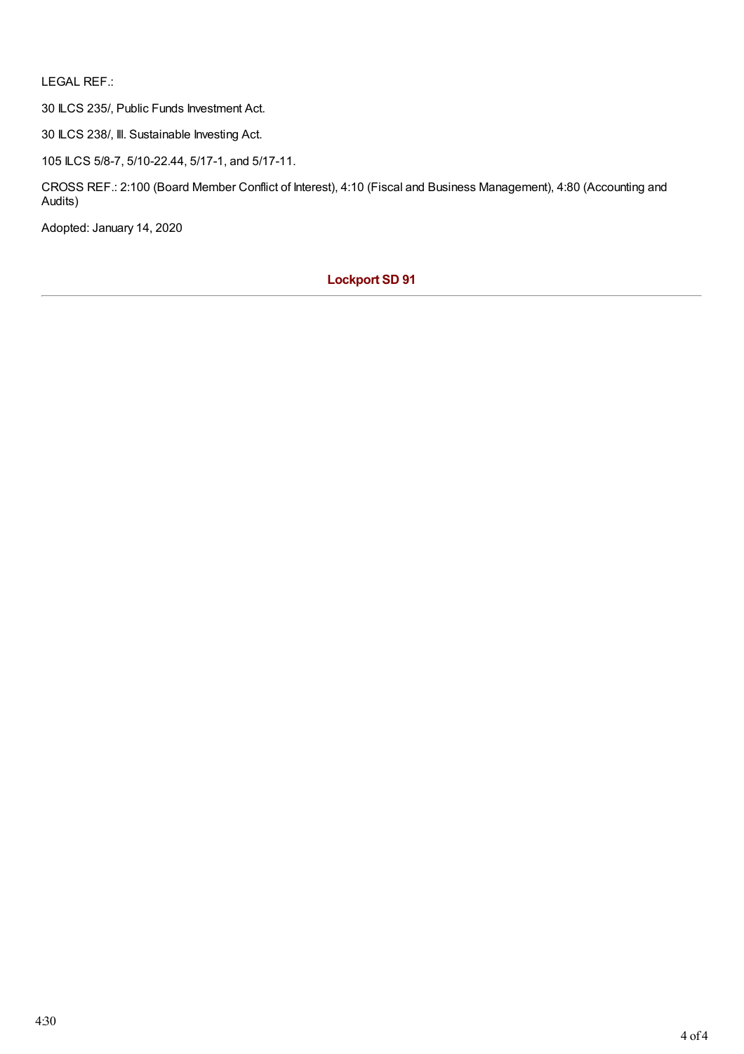LEGAL REF.:

30 ILCS 235/, Public Funds Investment Act.

30 ILCS 238/, Ill. Sustainable Investing Act.

105 ILCS 5/8-7, 5/10-22.44, 5/17-1, and 5/17-11.

CROSS REF.: 2:100 (Board Member Conflict of Interest), 4:10 (Fiscal and Business Management), 4:80 (Accounting and Audits)

Adopted: January 14, 2020

**Lockport SD 91**